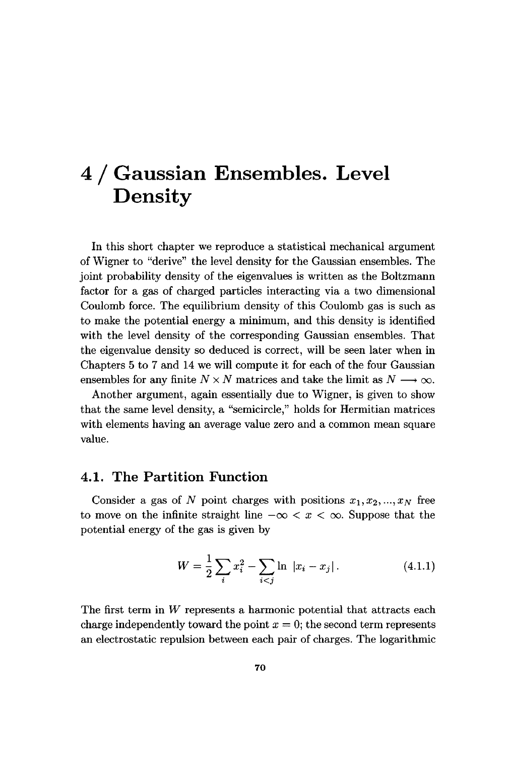# 4 / Gaussian Ensembles. Level Density

In this short chapter we reproduce a statistical mechanical argument of Wigner to "derive" the level density for the Gaussian ensembles. The joint probability density of the eigenvalues is written as the Boltzmann factor for a gas of charged particles interacting via a two dimensional Coulomb force. The equilibrium density of this Coulomb gas is such as to make the potential energy a minimum, and this density is identified with the level density of the corresponding Gaussian ensembles. That the eigenvalue density so deduced is correct, will be seen later when in Chapters 5 to 7 and 14 we will compute it for each of the four Gaussian ensembles for any finite $N \times N$ matrices and take the limit as $N \longrightarrow \infty$.

Another argument, again essentially due to Wigner, is given to show that the same level density, a "semicircle," holds for Hermitian matrices with elements having an average value zero and a common mean square value.

## 4.1. The Partition Function

Consider a gas of $N$ point charges with positions $x_1, x_2, ..., x_N$ free to move on the infinite straight line $-\infty < x < \infty$. Suppose that the potential energy of the gas is given by

$$W = \frac{1}{2}\sum_i x_i^2 - \sum_{i<j} \ln |x_i - x_j|. \tag{4.1.1}$$

The first term in $W$ represents a harmonic potential that attracts each charge independently toward the point $x = 0$; the second term represents an electrostatic repulsion between each pair of charges. The logarithmic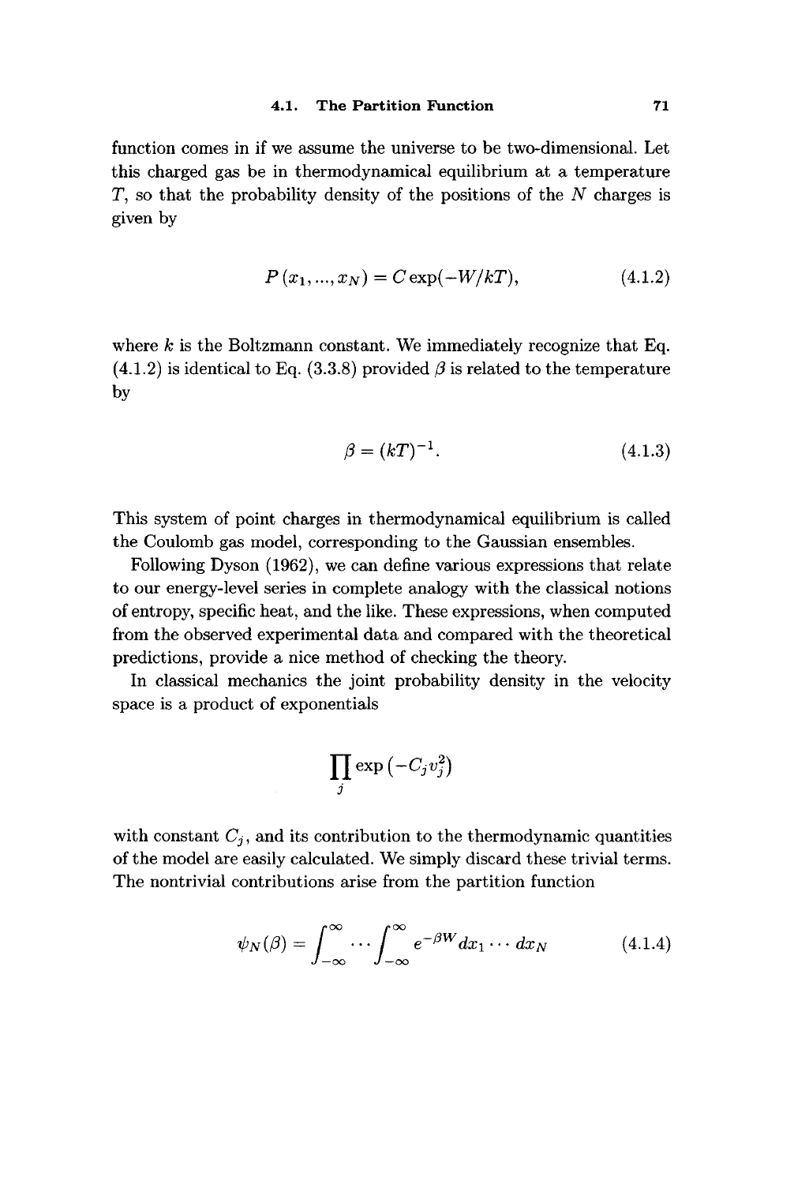function comes in if we assume the universe to be two-dimensional. Let this charged gas be in thermodynamical equilibrium at a temperature $T$, so that the probability density of the positions of the $N$ charges is given by

$$P(x_1, ..., x_N) = C \exp(-W/kT), \tag{4.1.2}$$

where $k$ is the Boltzmann constant. We immediately recognize that Eq. (4.1.2) is identical to Eq. (3.3.8) provided $\beta$ is related to the temperature by

$$\beta = (kT)^{-1}. \tag{4.1.3}$$

This system of point charges in thermodynamical equilibrium is called the Coulomb gas model, corresponding to the Gaussian ensembles.

Following Dyson (1962), we can define various expressions that relate to our energy-level series in complete analogy with the classical notions of entropy, specific heat, and the like. These expressions, when computed from the observed experimental data and compared with the theoretical predictions, provide a nice method of checking the theory.

In classical mechanics the joint probability density in the velocity space is a product of exponentials

$$\prod_j \exp\left(-C_j v_j^2\right)$$

with constant $C_j$, and its contribution to the thermodynamic quantities of the model are easily calculated. We simply discard these trivial terms. The nontrivial contributions arise from the partition function

$$\psi_N(\beta) = \int_{-\infty}^{\infty} \cdots \int_{-\infty}^{\infty} e^{-\beta W} dx_1 \cdots dx_N \tag{4.1.4}$$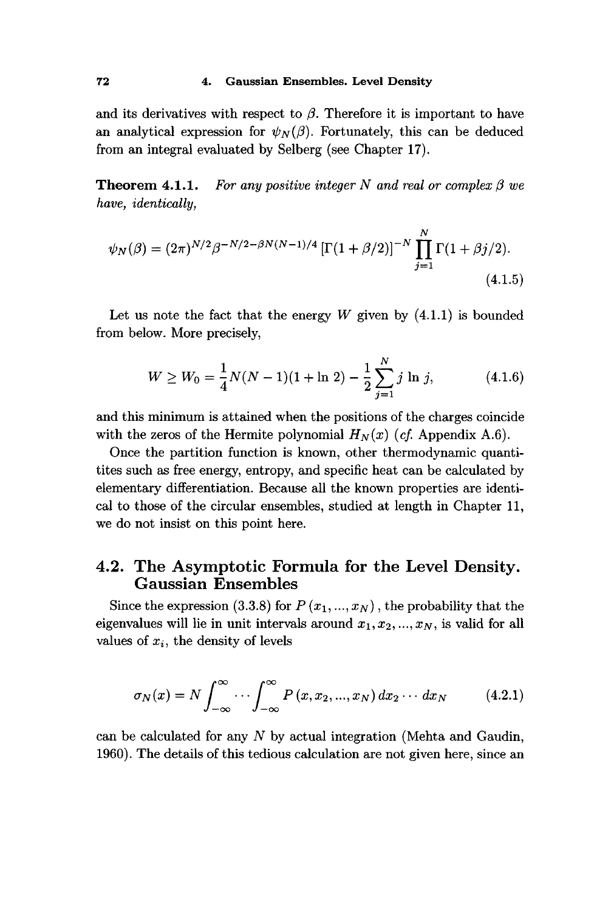and its derivatives with respect to $\beta$. Therefore it is important to have an analytical expression for $\psi_N(\beta)$. Fortunately, this can be deduced from an integral evaluated by Selberg (see Chapter 17).

**Theorem 4.1.1.** *For any positive integer $N$ and real or complex $\beta$ we have, identically,*

$$\psi_N(\beta) = (2\pi)^{N/2} \beta^{-N/2-\beta N(N-1)/4} \left[\Gamma(1+\beta/2)\right]^{-N} \prod_{j=1}^{N} \Gamma(1+\beta j/2). \tag{4.1.5}$$

Let us note the fact that the energy $W$ given by (4.1.1) is bounded from below. More precisely,

$$W \geq W_0 = \frac{1}{4} N(N-1)(1+\ln 2) - \frac{1}{2} \sum_{j=1}^{N} j \ln j, \tag{4.1.6}$$

and this minimum is attained when the positions of the charges coincide with the zeros of the Hermite polynomial $H_N(x)$ (*cf.* Appendix A.6).

Once the partition function is known, other thermodynamic quantities such as free energy, entropy, and specific heat can be calculated by elementary differentiation. Because all the known properties are identical to those of the circular ensembles, studied at length in Chapter 11, we do not insist on this point here.

## 4.2. The Asymptotic Formula for the Level Density. Gaussian Ensembles

Since the expression (3.3.8) for $P(x_1, ..., x_N)$, the probability that the eigenvalues will lie in unit intervals around $x_1, x_2, ..., x_N$, is valid for all values of $x_i$, the density of levels

$$\sigma_N(x) = N \int_{-\infty}^{\infty} \cdots \int_{-\infty}^{\infty} P(x, x_2, ..., x_N)\, dx_2 \cdots dx_N \tag{4.2.1}$$

can be calculated for any $N$ by actual integration (Mehta and Gaudin, 1960). The details of this tedious calculation are not given here, since an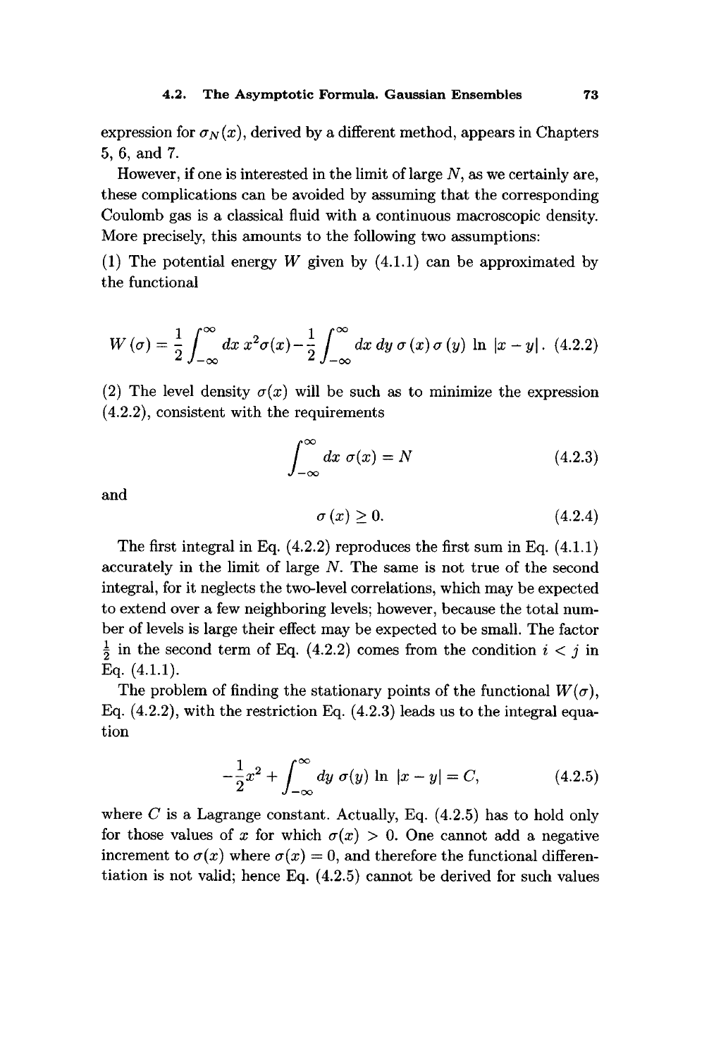expression for $\sigma_N(x)$, derived by a different method, appears in Chapters 5, 6, and 7.

However, if one is interested in the limit of large $N$, as we certainly are, these complications can be avoided by assuming that the corresponding Coulomb gas is a classical fluid with a continuous macroscopic density. More precisely, this amounts to the following two assumptions:

(1) The potential energy $W$ given by (4.1.1) can be approximated by the functional

$$W(\sigma) = \frac{1}{2}\int_{-\infty}^{\infty} dx\, x^2 \sigma(x) - \frac{1}{2}\int_{-\infty}^{\infty} dx\, dy\, \sigma(x)\, \sigma(y) \ln |x-y| . \quad (4.2.2)$$

(2) The level density $\sigma(x)$ will be such as to minimize the expression (4.2.2), consistent with the requirements

$$\int_{-\infty}^{\infty} dx\, \sigma(x) = N \quad (4.2.3)$$

and

$$\sigma(x) \geq 0. \quad (4.2.4)$$

The first integral in Eq. (4.2.2) reproduces the first sum in Eq. (4.1.1) accurately in the limit of large $N$. The same is not true of the second integral, for it neglects the two-level correlations, which may be expected to extend over a few neighboring levels; however, because the total number of levels is large their effect may be expected to be small. The factor $\frac{1}{2}$ in the second term of Eq. (4.2.2) comes from the condition $i < j$ in Eq. (4.1.1).

The problem of finding the stationary points of the functional $W(\sigma)$, Eq. (4.2.2), with the restriction Eq. (4.2.3) leads us to the integral equation

$$-\frac{1}{2}x^2 + \int_{-\infty}^{\infty} dy\, \sigma(y) \ln |x-y| = C, \quad (4.2.5)$$

where $C$ is a Lagrange constant. Actually, Eq. (4.2.5) has to hold only for those values of $x$ for which $\sigma(x) > 0$. One cannot add a negative increment to $\sigma(x)$ where $\sigma(x) = 0$, and therefore the functional differentiation is not valid; hence Eq. (4.2.5) cannot be derived for such values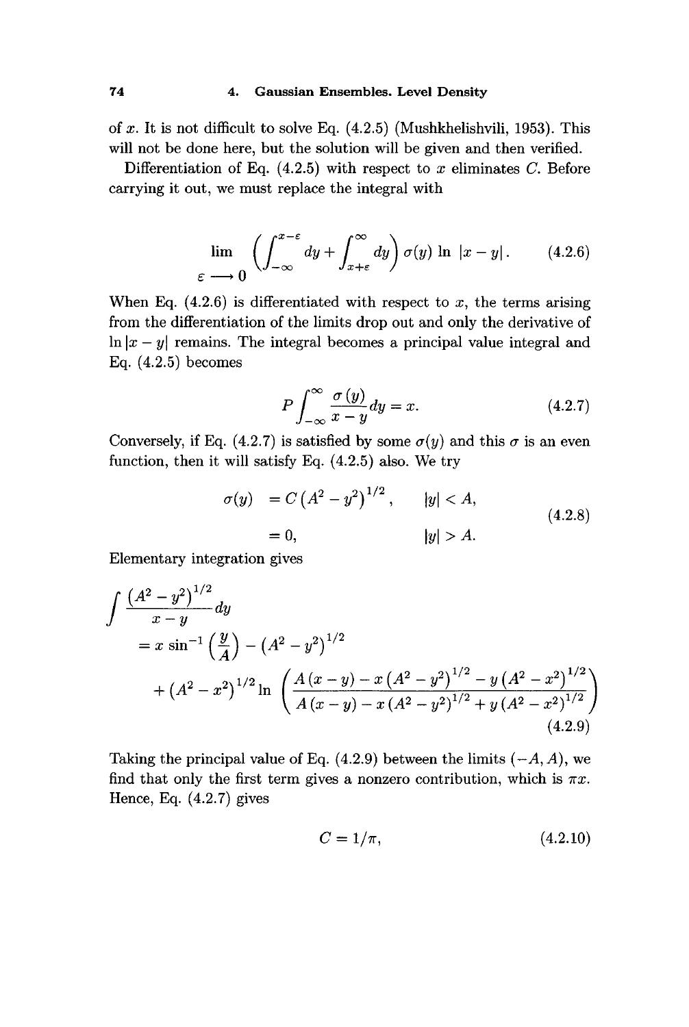of $x$. It is not difficult to solve Eq. (4.2.5) (Mushkhelishvili, 1953). This will not be done here, but the solution will be given and then verified.

Differentiation of Eq. (4.2.5) with respect to $x$ eliminates $C$. Before carrying it out, we must replace the integral with

$$\lim_{\varepsilon \longrightarrow 0} \left( \int_{-\infty}^{x-\varepsilon} dy + \int_{x+\varepsilon}^{\infty} dy \right) \sigma(y) \ln |x-y| . \tag{4.2.6}$$

When Eq. (4.2.6) is differentiated with respect to $x$, the terms arising from the differentiation of the limits drop out and only the derivative of $\ln |x-y|$ remains. The integral becomes a principal value integral and Eq. (4.2.5) becomes

$$P \int_{-\infty}^{\infty} \frac{\sigma(y)}{x-y} dy = x. \tag{4.2.7}$$

Conversely, if Eq. (4.2.7) is satisfied by some $\sigma(y)$ and this $\sigma$ is an even function, then it will satisfy Eq. (4.2.5) also. We try

$$\begin{aligned} \sigma(y) &= C \left(A^2 - y^2\right)^{1/2}, \qquad |y| < A, \\ &= 0, \qquad\qquad\qquad\quad\; |y| > A. \end{aligned} \tag{4.2.8}$$

Elementary integration gives

$$\begin{aligned} \int \frac{\left(A^2 - y^2\right)^{1/2}}{x-y} dy &= x \sin^{-1}\left(\frac{y}{A}\right) - \left(A^2 - y^2\right)^{1/2} \\ &\quad + \left(A^2 - x^2\right)^{1/2} \ln \left( \frac{A(x-y) - x\left(A^2 - y^2\right)^{1/2} - y\left(A^2 - x^2\right)^{1/2}}{A(x-y) - x\left(A^2 - y^2\right)^{1/2} + y\left(A^2 - x^2\right)^{1/2}} \right) \end{aligned} \tag{4.2.9}$$

Taking the principal value of Eq. (4.2.9) between the limits $(-A, A)$, we find that only the first term gives a nonzero contribution, which is $\pi x$. Hence, Eq. (4.2.7) gives

$$C = 1/\pi, \tag{4.2.10}$$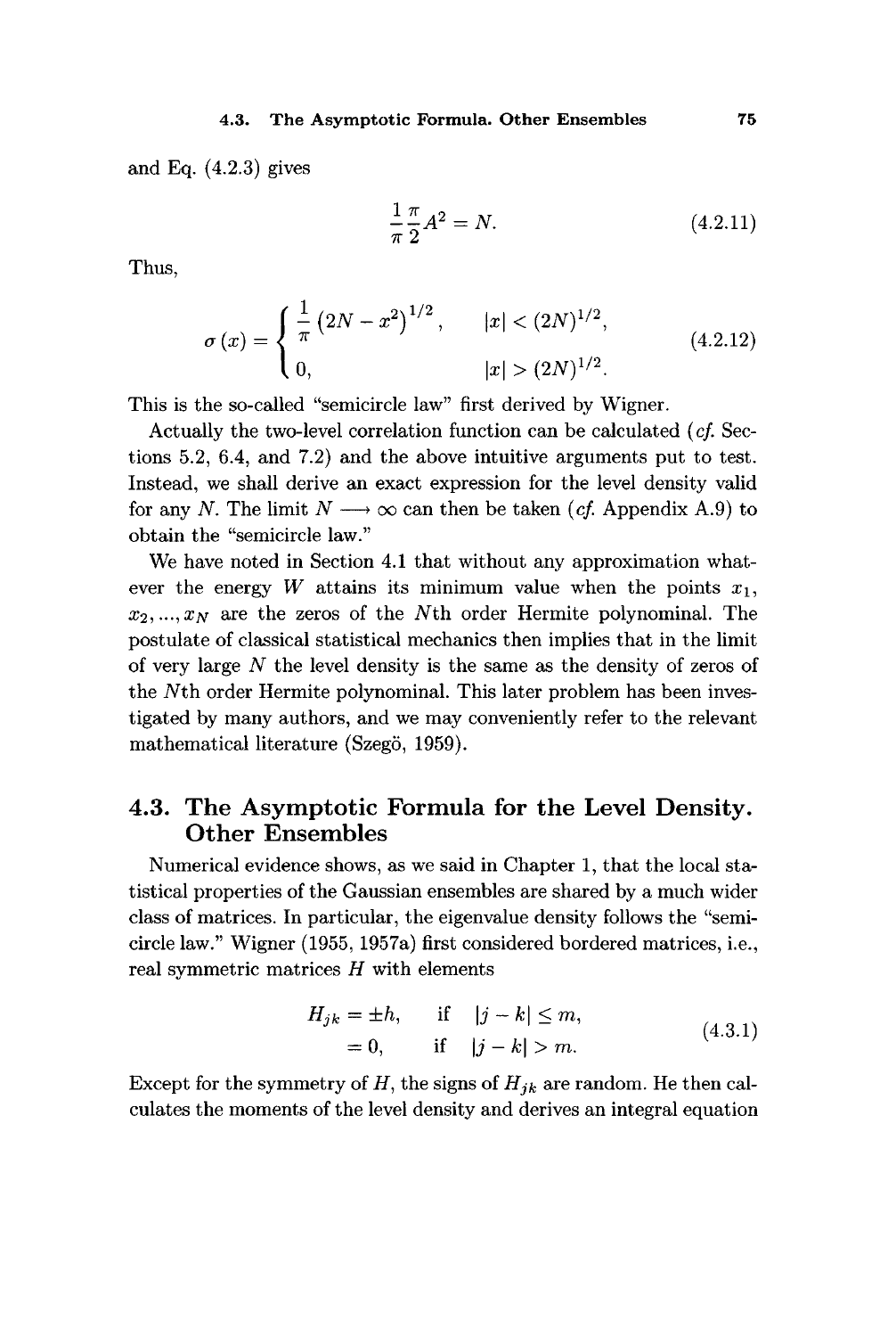and Eq. (4.2.3) gives

$$\frac{1}{\pi}\frac{\pi}{2}A^2 = N. \tag{4.2.11}$$

Thus,

$$\sigma(x) = \begin{cases} \frac{1}{\pi}\left(2N - x^2\right)^{1/2}, & |x| < (2N)^{1/2}, \\ 0, & |x| > (2N)^{1/2}. \end{cases} \tag{4.2.12}$$

This is the so-called "semicircle law" first derived by Wigner.

Actually the two-level correlation function can be calculated (*cf.* Sections 5.2, 6.4, and 7.2) and the above intuitive arguments put to test. Instead, we shall derive an exact expression for the level density valid for any $N$. The limit $N \longrightarrow \infty$ can then be taken (*cf.* Appendix A.9) to obtain the "semicircle law."

We have noted in Section 4.1 that without any approximation whatever the energy $W$ attains its minimum value when the points $x_1, x_2, \ldots, x_N$ are the zeros of the $N$th order Hermite polynominal. The postulate of classical statistical mechanics then implies that in the limit of very large $N$ the level density is the same as the density of zeros of the $N$th order Hermite polynominal. This later problem has been investigated by many authors, and we may conveniently refer to the relevant mathematical literature (Szegö, 1959).

## 4.3. The Asymptotic Formula for the Level Density. Other Ensembles

Numerical evidence shows, as we said in Chapter 1, that the local statistical properties of the Gaussian ensembles are shared by a much wider class of matrices. In particular, the eigenvalue density follows the "semicircle law." Wigner (1955, 1957a) first considered bordered matrices, i.e., real symmetric matrices $H$ with elements

$$\begin{aligned} H_{jk} &= \pm h, \quad &\text{if} \quad |j-k| \le m, \\ &= 0, \quad &\text{if} \quad |j-k| > m. \end{aligned} \tag{4.3.1}$$

Except for the symmetry of $H$, the signs of $H_{jk}$ are random. He then calculates the moments of the level density and derives an integral equation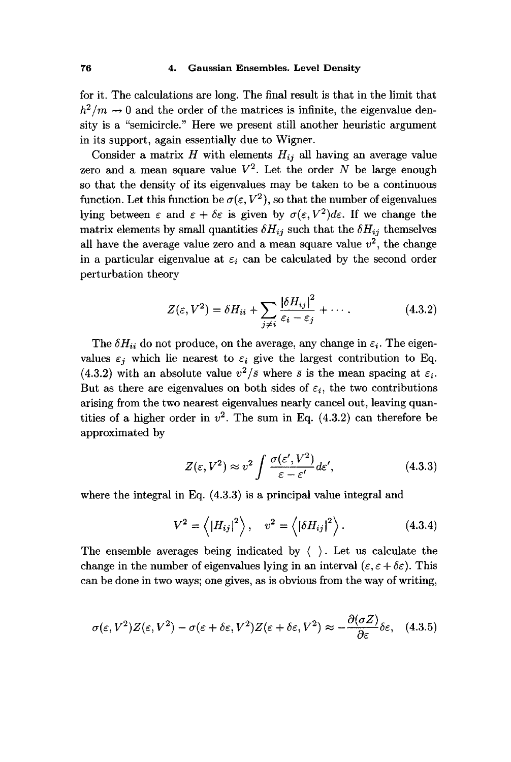for it. The calculations are long. The final result is that in the limit that $h^2/m \to 0$ and the order of the matrices is infinite, the eigenvalue density is a "semicircle." Here we present still another heuristic argument in its support, again essentially due to Wigner.

Consider a matrix $H$ with elements $H_{ij}$ all having an average value zero and a mean square value $V^2$. Let the order $N$ be large enough so that the density of its eigenvalues may be taken to be a continuous function. Let this function be $\sigma(\varepsilon, V^2)$, so that the number of eigenvalues lying between $\varepsilon$ and $\varepsilon + \delta\varepsilon$ is given by $\sigma(\varepsilon, V^2)d\varepsilon$. If we change the matrix elements by small quantities $\delta H_{ij}$ such that the $\delta H_{ij}$ themselves all have the average value zero and a mean square value $v^2$, the change in a particular eigenvalue at $\varepsilon_i$ can be calculated by the second order perturbation theory

$$Z(\varepsilon, V^2) = \delta H_{ii} + \sum_{j \neq i} \frac{|\delta H_{ij}|^2}{\varepsilon_i - \varepsilon_j} + \cdots . \tag{4.3.2}$$

The $\delta H_{ii}$ do not produce, on the average, any change in $\varepsilon_i$. The eigenvalues $\varepsilon_j$ which lie nearest to $\varepsilon_i$ give the largest contribution to Eq. (4.3.2) with an absolute value $v^2/\bar{s}$ where $\bar{s}$ is the mean spacing at $\varepsilon_i$. But as there are eigenvalues on both sides of $\varepsilon_i$, the two contributions arising from the two nearest eigenvalues nearly cancel out, leaving quantities of a higher order in $v^2$. The sum in Eq. (4.3.2) can therefore be approximated by

$$Z(\varepsilon, V^2) \approx v^2 \int \frac{\sigma(\varepsilon', V^2)}{\varepsilon - \varepsilon'} d\varepsilon', \tag{4.3.3}$$

where the integral in Eq. (4.3.3) is a principal value integral and

$$V^2 = \left\langle |H_{ij}|^2 \right\rangle, \quad v^2 = \left\langle |\delta H_{ij}|^2 \right\rangle. \tag{4.3.4}$$

The ensemble averages being indicated by $\langle \ \rangle$. Let us calculate the change in the number of eigenvalues lying in an interval $(\varepsilon, \varepsilon + \delta\varepsilon)$. This can be done in two ways; one gives, as is obvious from the way of writing,

$$\sigma(\varepsilon, V^2)Z(\varepsilon, V^2) - \sigma(\varepsilon + \delta\varepsilon, V^2)Z(\varepsilon + \delta\varepsilon, V^2) \approx -\frac{\partial(\sigma Z)}{\partial\varepsilon}\delta\varepsilon, \tag{4.3.5}$$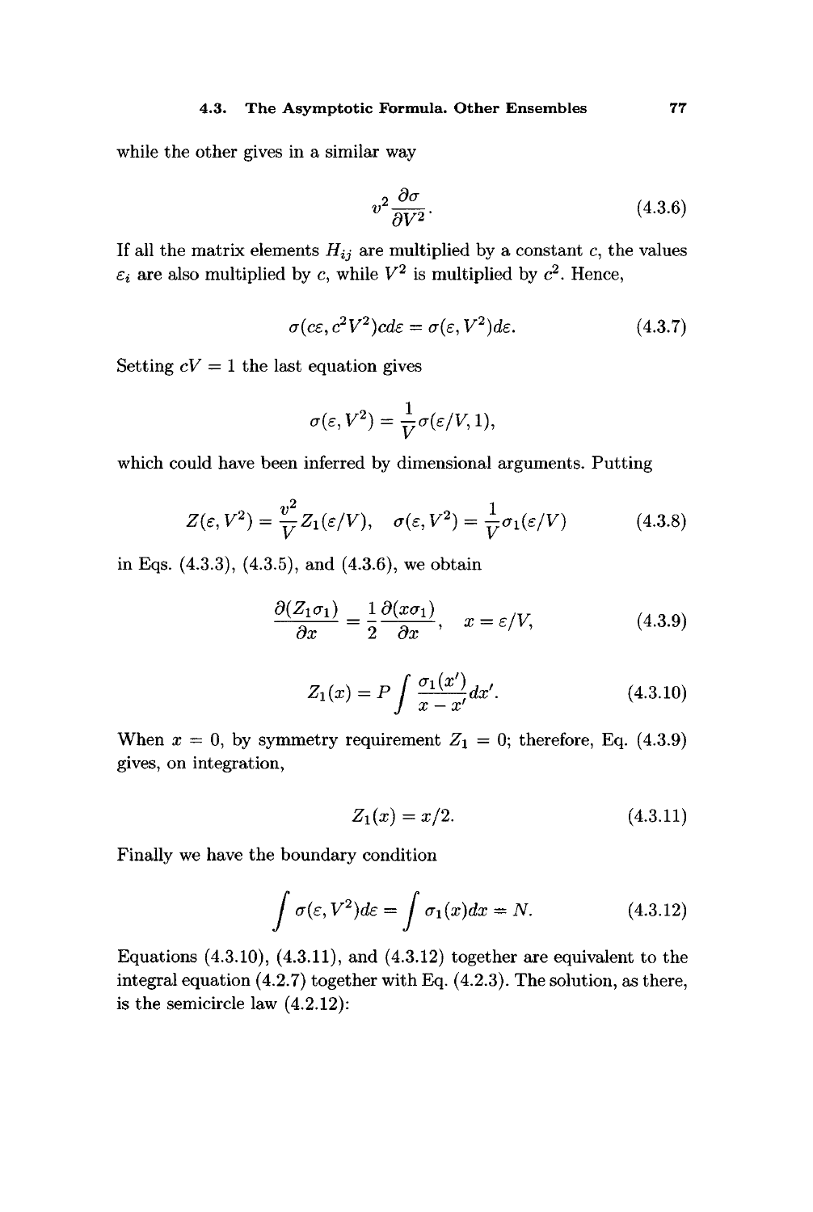while the other gives in a similar way

$$v^2 \frac{\partial \sigma}{\partial V^2}. \tag{4.3.6}$$

If all the matrix elements $H_{ij}$ are multiplied by a constant $c$, the values $\varepsilon_i$ are also multiplied by $c$, while $V^2$ is multiplied by $c^2$. Hence,

$$\sigma(c\varepsilon, c^2V^2)c d\varepsilon = \sigma(\varepsilon, V^2)d\varepsilon. \tag{4.3.7}$$

Setting $cV = 1$ the last equation gives

$$\sigma(\varepsilon, V^2) = \frac{1}{V}\sigma(\varepsilon/V, 1),$$

which could have been inferred by dimensional arguments. Putting

$$Z(\varepsilon, V^2) = \frac{v^2}{V} Z_1(\varepsilon/V), \quad \sigma(\varepsilon, V^2) = \frac{1}{V}\sigma_1(\varepsilon/V) \tag{4.3.8}$$

in Eqs. (4.3.3), (4.3.5), and (4.3.6), we obtain

$$\frac{\partial(Z_1\sigma_1)}{\partial x} = \frac{1}{2}\frac{\partial(x\sigma_1)}{\partial x}, \quad x = \varepsilon/V, \tag{4.3.9}$$

$$Z_1(x) = P\int \frac{\sigma_1(x')}{x - x'}dx'. \tag{4.3.10}$$

When $x = 0$, by symmetry requirement $Z_1 = 0$; therefore, Eq. (4.3.9) gives, on integration,

$$Z_1(x) = x/2. \tag{4.3.11}$$

Finally we have the boundary condition

$$\int \sigma(\varepsilon, V^2)d\varepsilon = \int \sigma_1(x)dx = N. \tag{4.3.12}$$

Equations (4.3.10), (4.3.11), and (4.3.12) together are equivalent to the integral equation (4.2.7) together with Eq. (4.2.3). The solution, as there, is the semicircle law (4.2.12):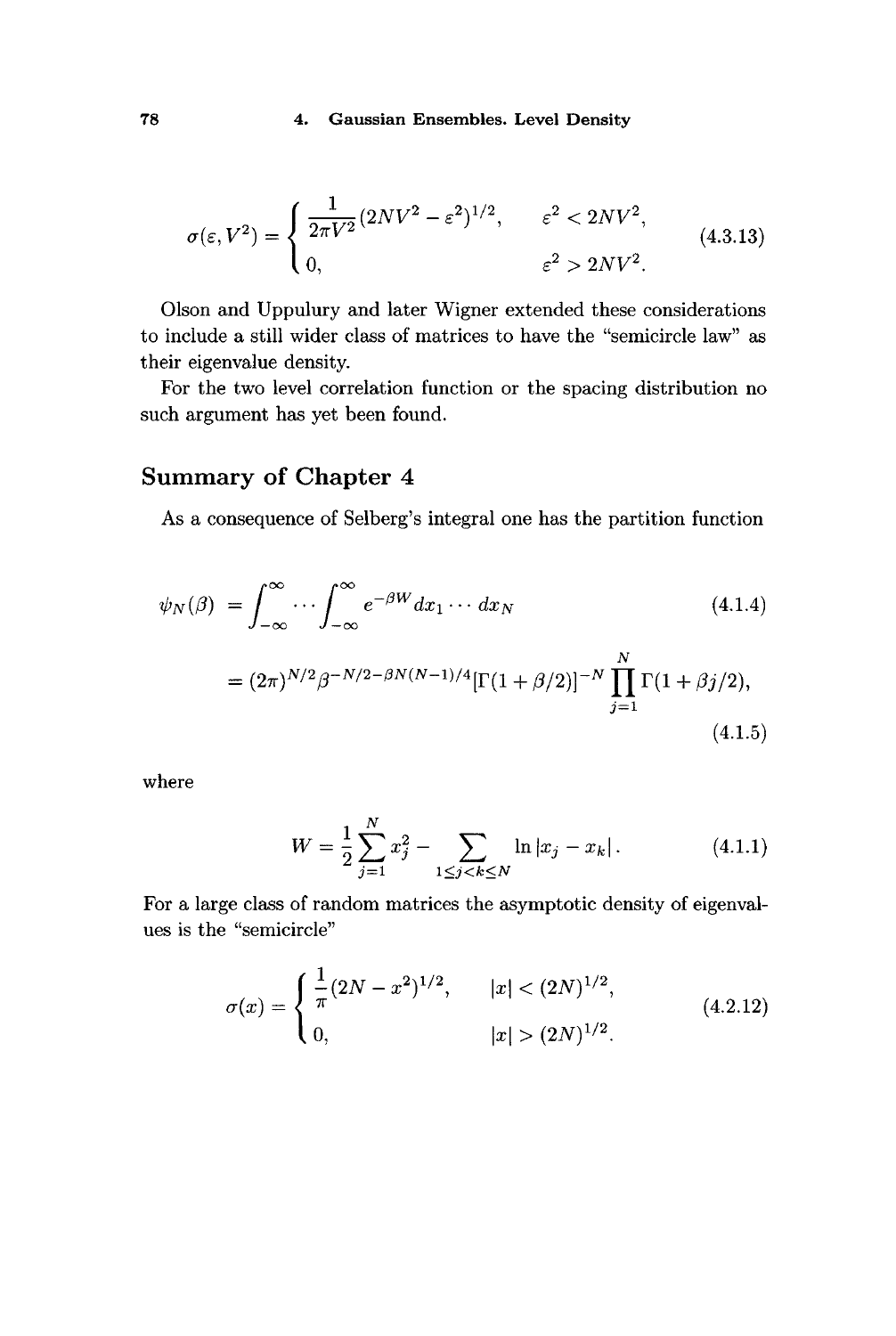$$
\sigma(\varepsilon, V^2) = \begin{cases} \dfrac{1}{2\pi V^2}(2NV^2 - \varepsilon^2)^{1/2}, & \varepsilon^2 < 2NV^2, \\ 0, & \varepsilon^2 > 2NV^2. \end{cases} \tag{4.3.13}
$$

Olson and Uppulury and later Wigner extended these considerations to include a still wider class of matrices to have the "semicircle law" as their eigenvalue density.

For the two level correlation function or the spacing distribution no such argument has yet been found.

## Summary of Chapter 4

As a consequence of Selberg's integral one has the partition function

$$
\psi_N(\beta) = \int_{-\infty}^{\infty} \cdots \int_{-\infty}^{\infty} e^{-\beta W} dx_1 \cdots dx_N \tag{4.1.4}
$$

$$
= (2\pi)^{N/2} \beta^{-N/2 - \beta N(N-1)/4} [\Gamma(1 + \beta/2)]^{-N} \prod_{j=1}^{N} \Gamma(1 + \beta j/2), \tag{4.1.5}
$$

where

$$
W = \frac{1}{2} \sum_{j=1}^{N} x_j^2 - \sum_{1 \le j < k \le N} \ln |x_j - x_k| . \tag{4.1.1}
$$

For a large class of random matrices the asymptotic density of eigenvalues is the "semicircle"

$$
\sigma(x) = \begin{cases} \dfrac{1}{\pi}(2N - x^2)^{1/2}, & |x| < (2N)^{1/2}, \\ 0, & |x| > (2N)^{1/2}. \end{cases} \tag{4.2.12}
$$